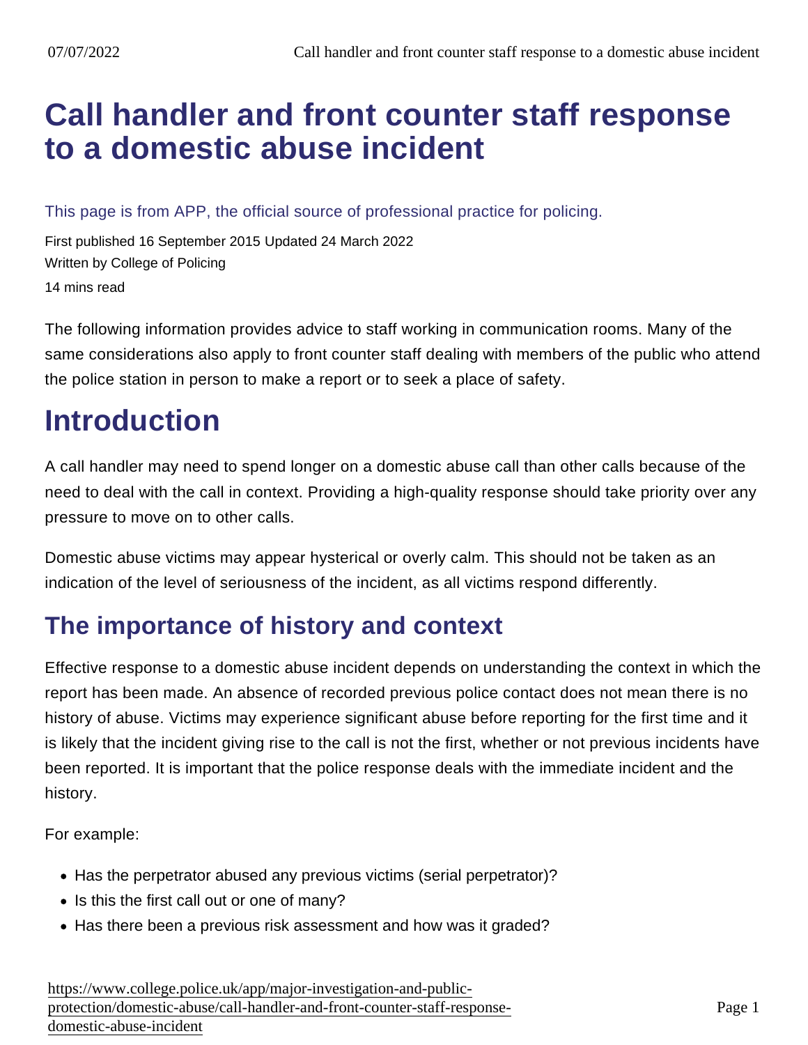# Call handler and front counter staff response to a domestic abuse incident

This page is from APP, the official source of professional practice for policing.

First published 16 September 2015 Updated 24 March 2022

Written by College of Policing

14 mins read

The following information provides advice to staff working in communication rooms. Many of the same considerations also apply to front counter staff dealing with members of the public who attend the police station in person to make a report or to seek a place of safety.

# Introduction

A call handler may need to spend longer on a domestic abuse call than other calls because of the need to deal with the call in context. Providing a high-quality response should take priority over any pressure to move on to other calls.

Domestic abuse victims may appear hysterical or overly calm. This should not be taken as an indication of the level of seriousness of the incident, as all victims respond differently.

## The importance of history and context

Effective response to a domestic abuse incident depends on understanding the context in which the report has been made. An absence of recorded previous police contact does not mean there is no history of abuse. Victims may experience significant abuse before reporting for the first time and it is likely that the incident giving rise to the call is not the first, whether or not previous incidents have been reported. It is important that the police response deals with the immediate incident and the history.

For example:

- Has the perpetrator abused any previous victims (serial perpetrator)?
- Is this the first call out or one of many?
- Has there been a previous risk assessment and how was it graded?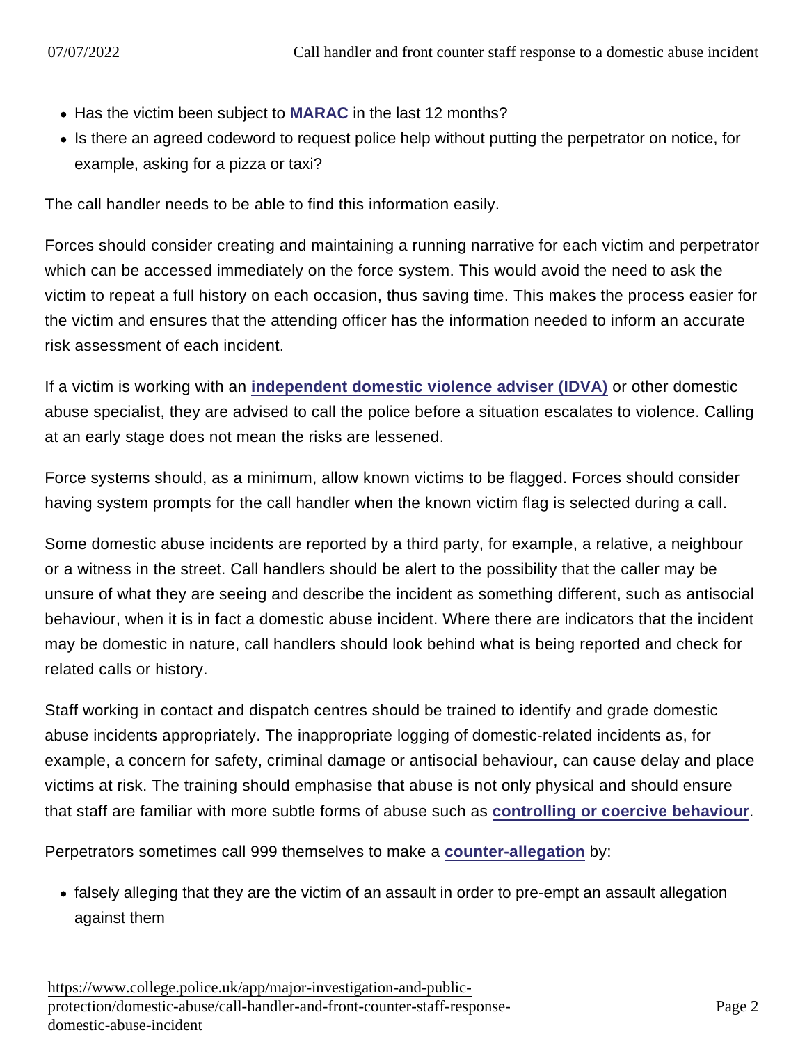- Has the victim been subject to MARAC in the last 12 months?
- Is there an agreed codeword to request police help without putting the perpetrator on notice, for example, asking for a pizza or taxi?

The call handler needs to be able to find this information easily.

Forces should consider creating and maintaining a running narrative for each victim and perpetrator which can be accessed immediately on the force system. This would avoid the need to ask the victim to repeat a full history on each occasion, thus saving time. This makes the process easier for the victim and ensures that the attending officer has the information needed to inform an accurate risk assessment of each incident.

If a victim is working with an independent domestic violence adviser (IDVA) or other domestic abuse specialist, they are advised to call the police before a situation escalates to violence. Calling at an early stage does not mean the risks are lessened.

Force systems should, as a minimum, allow known victims to be flagged. Forces should consider having system prompts for the call handler when the known victim flag is selected during a call.

Some domestic abuse incidents are reported by a third party, for example, a relative, a neighbour or a witness in the street. Call handlers should be alert to the possibility that the caller may be unsure of what they are seeing and describe the incident as something different, such as antisocial behaviour, when it is in fact a domestic abuse incident. Where there are indicators that the incident may be domestic in nature, call handlers should look behind what is being reported and check for related calls or history.

Staff working in contact and dispatch centres should be trained to identify and grade domestic abuse incidents appropriately. The inappropriate logging of domestic-related incidents as, for example, a concern for safety, criminal damage or antisocial behaviour, can cause delay and place victims at risk. The training should emphasise that abuse is not only physical and should ensure that staff are familiar with more subtle forms of abuse such as controlling or coercive behaviour.

Perpetrators sometimes call 999 themselves to make a counter-allegation by:

- falsely alleging that they are the victim of an assault in order to pre-empt an assault allegation against them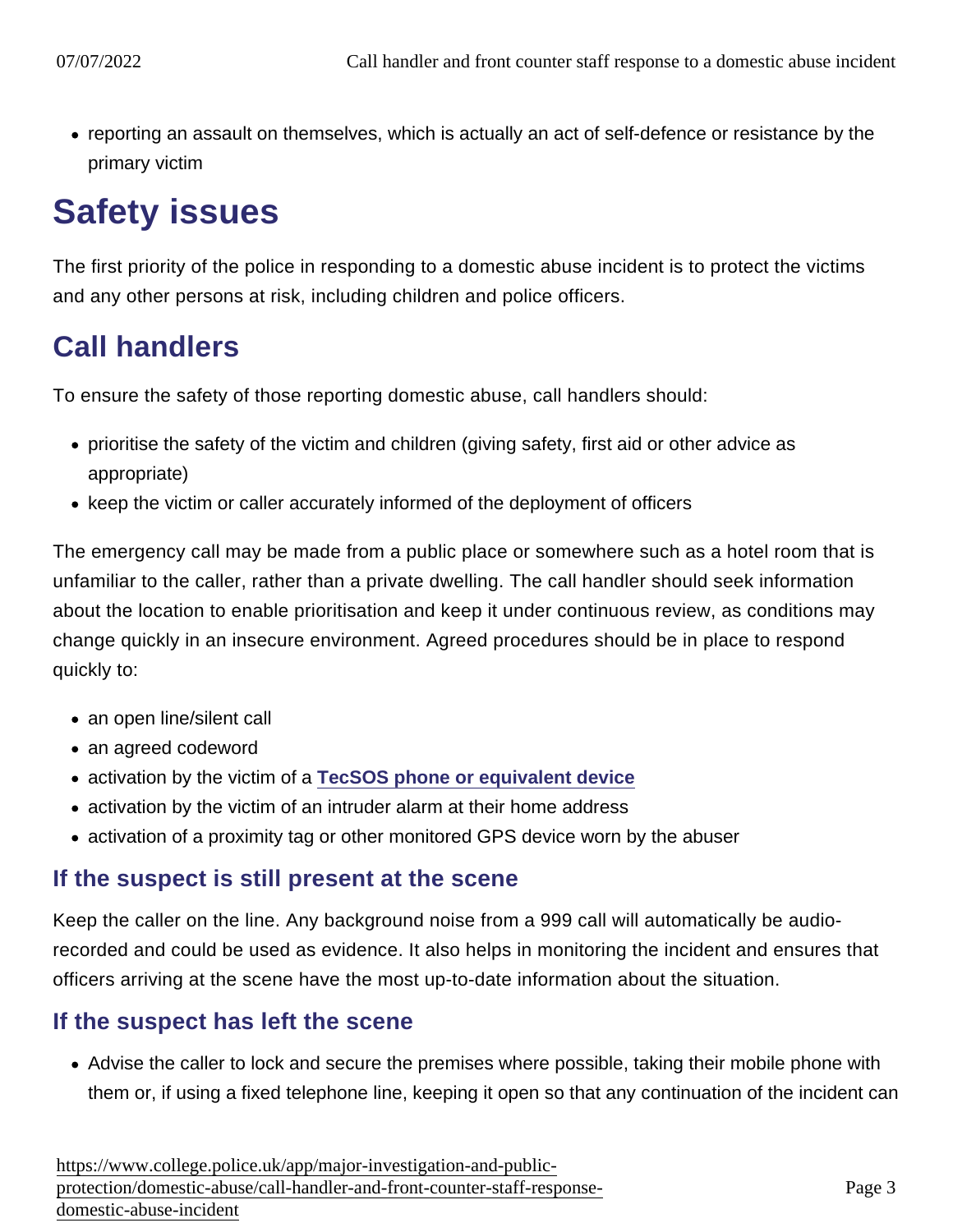- reporting an assault on themselves, which is actually an act of self-defence or resistance by the primary victim

# Safety issues

The first priority of the police in responding to a domestic abuse incident is to protect the victims and any other persons at risk, including children and police officers.

## Call handlers

To ensure the safety of those reporting domestic abuse, call handlers should:

- prioritise the safety of the victim and children (giving safety, first aid or other advice as appropriate)
- keep the victim or caller accurately informed of the deployment of officers

The emergency call may be made from a public place or somewhere such as a hotel room that is unfamiliar to the caller, rather than a private dwelling. The call handler should seek information about the location to enable prioritisation and keep it under continuous review, as conditions may change quickly in an insecure environment. Agreed procedures should be in place to respond quickly to:

- an open line/silent call
- an agreed codeword
- activation by the victim of a **TecSOS phone or equivalent device**
- activation by the victim of an intruder alarm at their home address
- activation of a proximity tag or other monitored GPS device worn by the abuser

### If the suspect is still present at the scene

Keep the caller on the line. Any background noise from a 999 call will automatically be audio-recorded and could be used as evidence. It also helps in monitoring the incident and ensures that officers arriving at the scene have the most up-to-date information about the situation.

### If the suspect has left the scene

- Advise the caller to lock and secure the premises where possible, taking their mobile phone with them or, if using a fixed telephone line, keeping it open so that any continuation of the incident can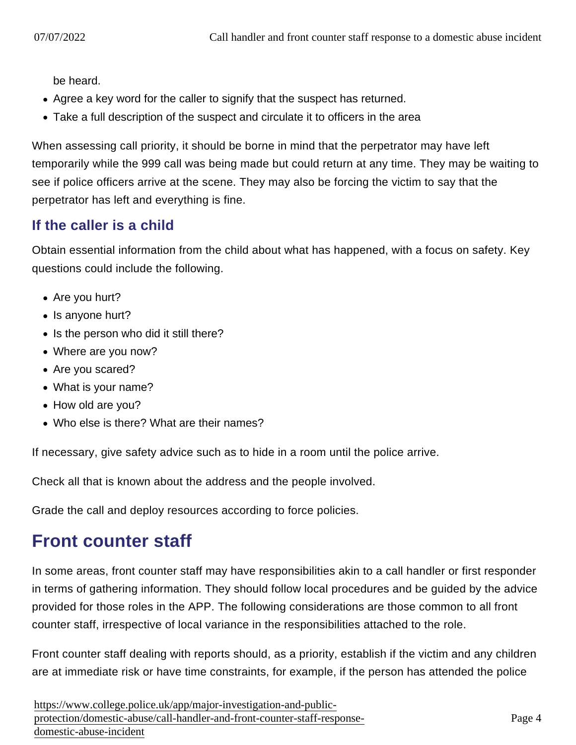be heard.

- Agree a key word for the caller to signify that the suspect has returned.
- Take a full description of the suspect and circulate it to officers in the area

When assessing call priority, it should be borne in mind that the perpetrator may have left temporarily while the 999 call was being made but could return at any time. They may be waiting to see if police officers arrive at the scene. They may also be forcing the victim to say that the perpetrator has left and everything is fine.

### If the caller is a child

Obtain essential information from the child about what has happened, with a focus on safety. Key questions could include the following.

- Are you hurt?
- Is anyone hurt?
- Is the person who did it still there?
- Where are you now?
- Are you scared?
- What is your name?
- How old are you?
- Who else is there? What are their names?

If necessary, give safety advice such as to hide in a room until the police arrive.

Check all that is known about the address and the people involved.

Grade the call and deploy resources according to force policies.

## Front counter staff

In some areas, front counter staff may have responsibilities akin to a call handler or first responder in terms of gathering information. They should follow local procedures and be guided by the advice provided for those roles in the APP. The following considerations are those common to all front counter staff, irrespective of local variance in the responsibilities attached to the role.

Front counter staff dealing with reports should, as a priority, establish if the victim and any children are at immediate risk or have time constraints, for example, if the person has attended the police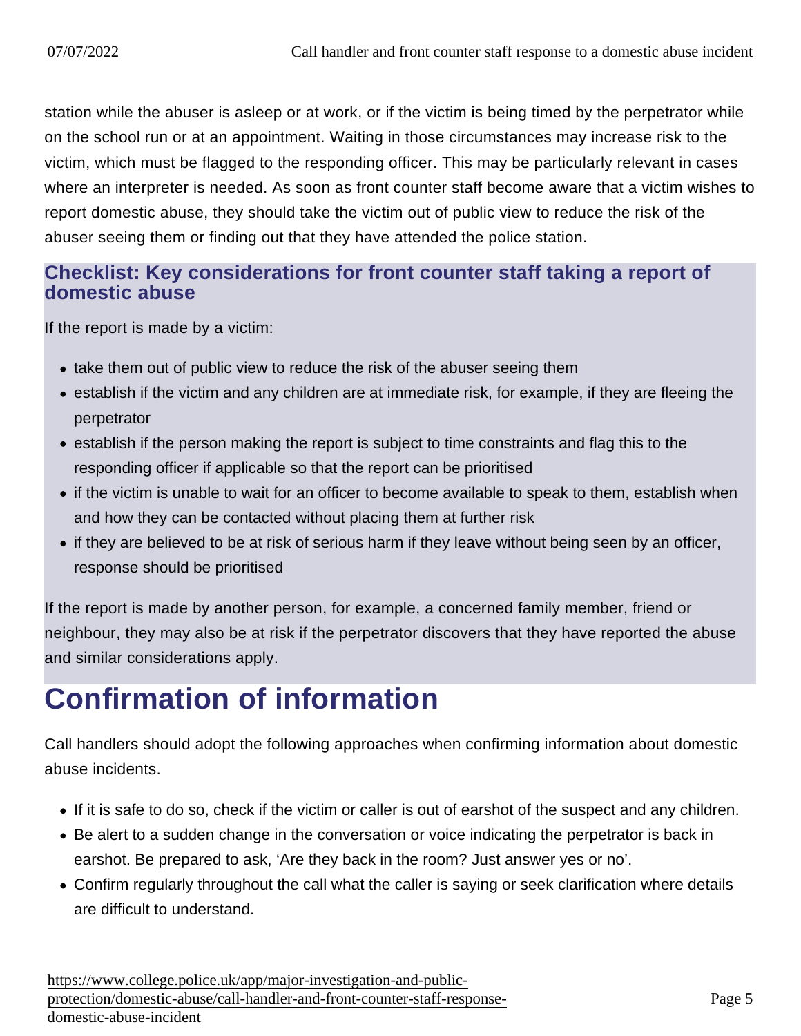station while the abuser is asleep or at work, or if the victim is being timed by the perpetrator while on the school run or at an appointment. Waiting in those circumstances may increase risk to the victim, which must be flagged to the responding officer. This may be particularly relevant in cases where an interpreter is needed. As soon as front counter staff become aware that a victim wishes to report domestic abuse, they should take the victim out of public view to reduce the risk of the abuser seeing them or finding out that they have attended the police station.

### Checklist: Key considerations for front counter staff taking a report of domestic abuse

If the report is made by a victim:

- take them out of public view to reduce the risk of the abuser seeing them
- establish if the victim and any children are at immediate risk, for example, if they are fleeing the perpetrator
- establish if the person making the report is subject to time constraints and flag this to the responding officer if applicable so that the report can be prioritised
- if the victim is unable to wait for an officer to become available to speak to them, establish when and how they can be contacted without placing them at further risk
- if they are believed to be at risk of serious harm if they leave without being seen by an officer, response should be prioritised

If the report is made by another person, for example, a concerned family member, friend or neighbour, they may also be at risk if the perpetrator discovers that they have reported the abuse and similar considerations apply.

## Confirmation of information

Call handlers should adopt the following approaches when confirming information about domestic abuse incidents.

- If it is safe to do so, check if the victim or caller is out of earshot of the suspect and any children.
- Be alert to a sudden change in the conversation or voice indicating the perpetrator is back in earshot. Be prepared to ask, 'Are they back in the room? Just answer yes or no'.
- Confirm regularly throughout the call what the caller is saying or seek clarification where details are difficult to understand.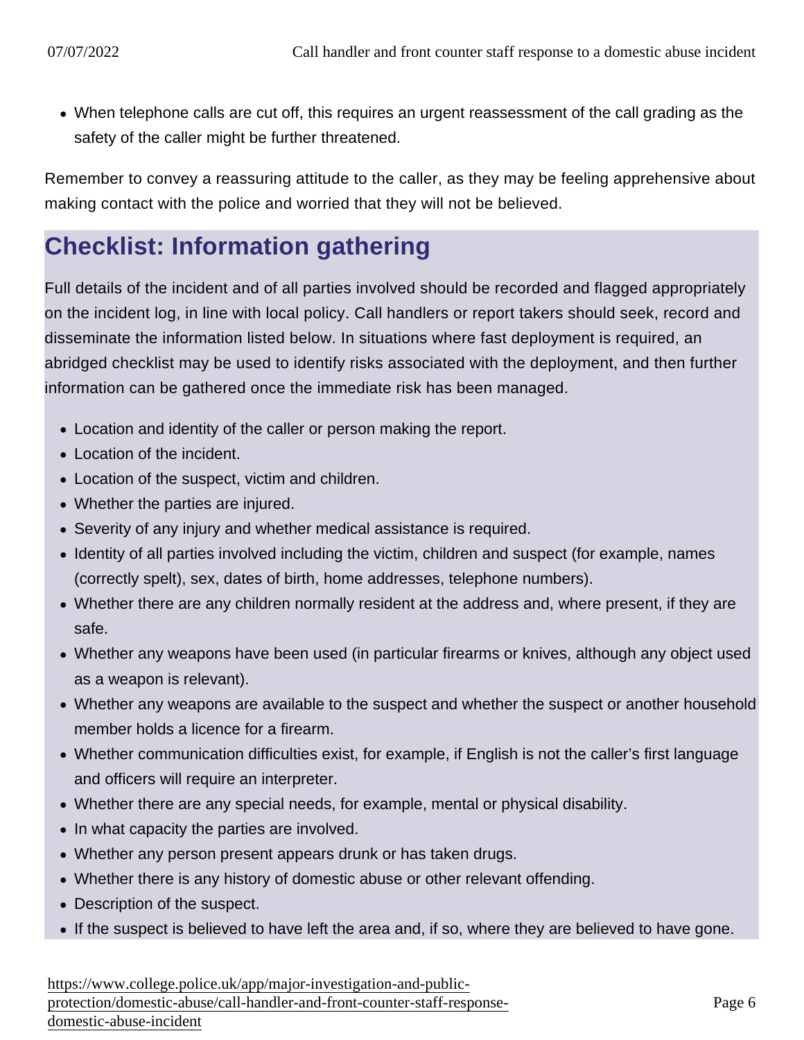- When telephone calls are cut off, this requires an urgent reassessment of the call grading as the safety of the caller might be further threatened.

Remember to convey a reassuring attitude to the caller, as they may be feeling apprehensive about making contact with the police and worried that they will not be believed.

## Checklist: Information gathering

Full details of the incident and of all parties involved should be recorded and flagged appropriately on the incident log, in line with local policy. Call handlers or report takers should seek, record and disseminate the information listed below. In situations where fast deployment is required, an abridged checklist may be used to identify risks associated with the deployment, and then further information can be gathered once the immediate risk has been managed.

- Location and identity of the caller or person making the report.
- Location of the incident.
- Location of the suspect, victim and children.
- Whether the parties are injured.
- Severity of any injury and whether medical assistance is required.
- Identity of all parties involved including the victim, children and suspect (for example, names (correctly spelt), sex, dates of birth, home addresses, telephone numbers).
- Whether there are any children normally resident at the address and, where present, if they are safe.
- Whether any weapons have been used (in particular firearms or knives, although any object used as a weapon is relevant).
- Whether any weapons are available to the suspect and whether the suspect or another household member holds a licence for a firearm.
- Whether communication difficulties exist, for example, if English is not the caller's first language and officers will require an interpreter.
- Whether there are any special needs, for example, mental or physical disability.
- In what capacity the parties are involved.
- Whether any person present appears drunk or has taken drugs.
- Whether there is any history of domestic abuse or other relevant offending.
- Description of the suspect.
- If the suspect is believed to have left the area and, if so, where they are believed to have gone.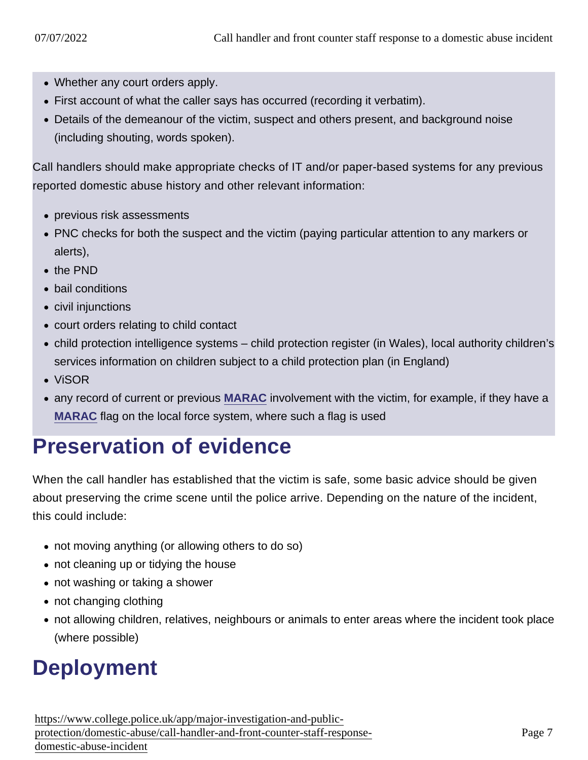- Whether any court orders apply.
- First account of what the caller says has occurred (recording it verbatim).
- Details of the demeanour of the victim, suspect and others present, and background noise (including shouting, words spoken).

Call handlers should make appropriate checks of IT and/or paper-based systems for any previous reported domestic abuse history and other relevant information:

- previous risk assessments
- PNC checks for both the suspect and the victim (paying particular attention to any markers or alerts),
- the PND
- bail conditions
- civil injunctions
- court orders relating to child contact
- child protection intelligence systems – child protection register (in Wales), local authority children's services information on children subject to a child protection plan (in England)
- ViSOR
- any record of current or previous **MARAC** involvement with the victim, for example, if they have a **MARAC** flag on the local force system, where such a flag is used

## Preservation of evidence

When the call handler has established that the victim is safe, some basic advice should be given about preserving the crime scene until the police arrive. Depending on the nature of the incident, this could include:

- not moving anything (or allowing others to do so)
- not cleaning up or tidying the house
- not washing or taking a shower
- not changing clothing
- not allowing children, relatives, neighbours or animals to enter areas where the incident took place (where possible)

## Deployment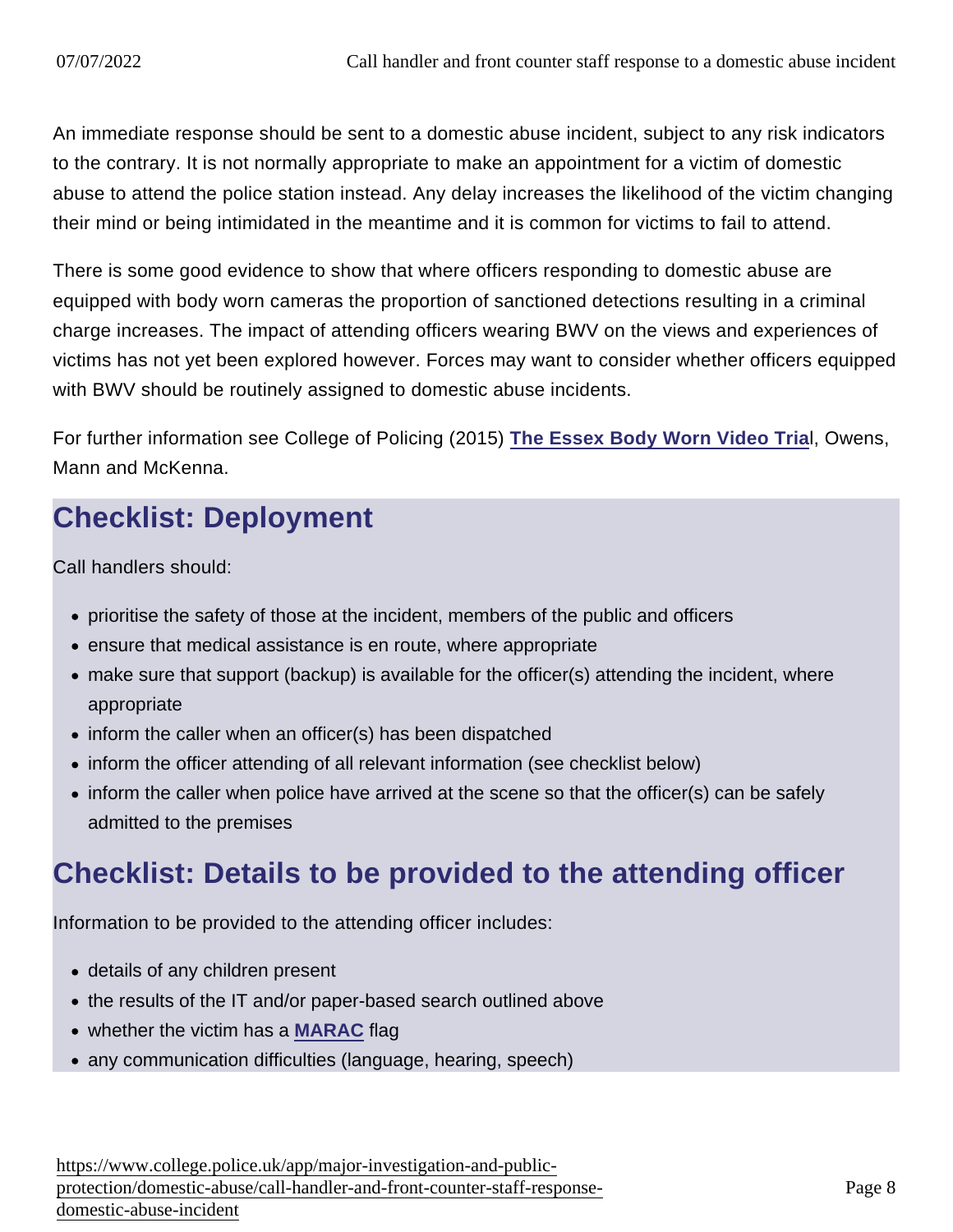An immediate response should be sent to a domestic abuse incident, subject to any risk indicators to the contrary. It is not normally appropriate to make an appointment for a victim of domestic abuse to attend the police station instead. Any delay increases the likelihood of the victim changing their mind or being intimidated in the meantime and it is common for victims to fail to attend.

There is some good evidence to show that where officers responding to domestic abuse are equipped with body worn cameras the proportion of sanctioned detections resulting in a criminal charge increases. The impact of attending officers wearing BWV on the views and experiences of victims has not yet been explored however. Forces may want to consider whether officers equipped with BWV should be routinely assigned to domestic abuse incidents.

For further information see College of Policing (2015) **The Essex Body Worn Video Trial**, Owens, Mann and McKenna.

## Checklist: Deployment

Call handlers should:

- prioritise the safety of those at the incident, members of the public and officers
- ensure that medical assistance is en route, where appropriate
- make sure that support (backup) is available for the officer(s) attending the incident, where appropriate
- inform the caller when an officer(s) has been dispatched
- inform the officer attending of all relevant information (see checklist below)
- inform the caller when police have arrived at the scene so that the officer(s) can be safely admitted to the premises

## Checklist: Details to be provided to the attending officer

Information to be provided to the attending officer includes:

- details of any children present
- the results of the IT and/or paper-based search outlined above
- whether the victim has a **MARAC** flag
- any communication difficulties (language, hearing, speech)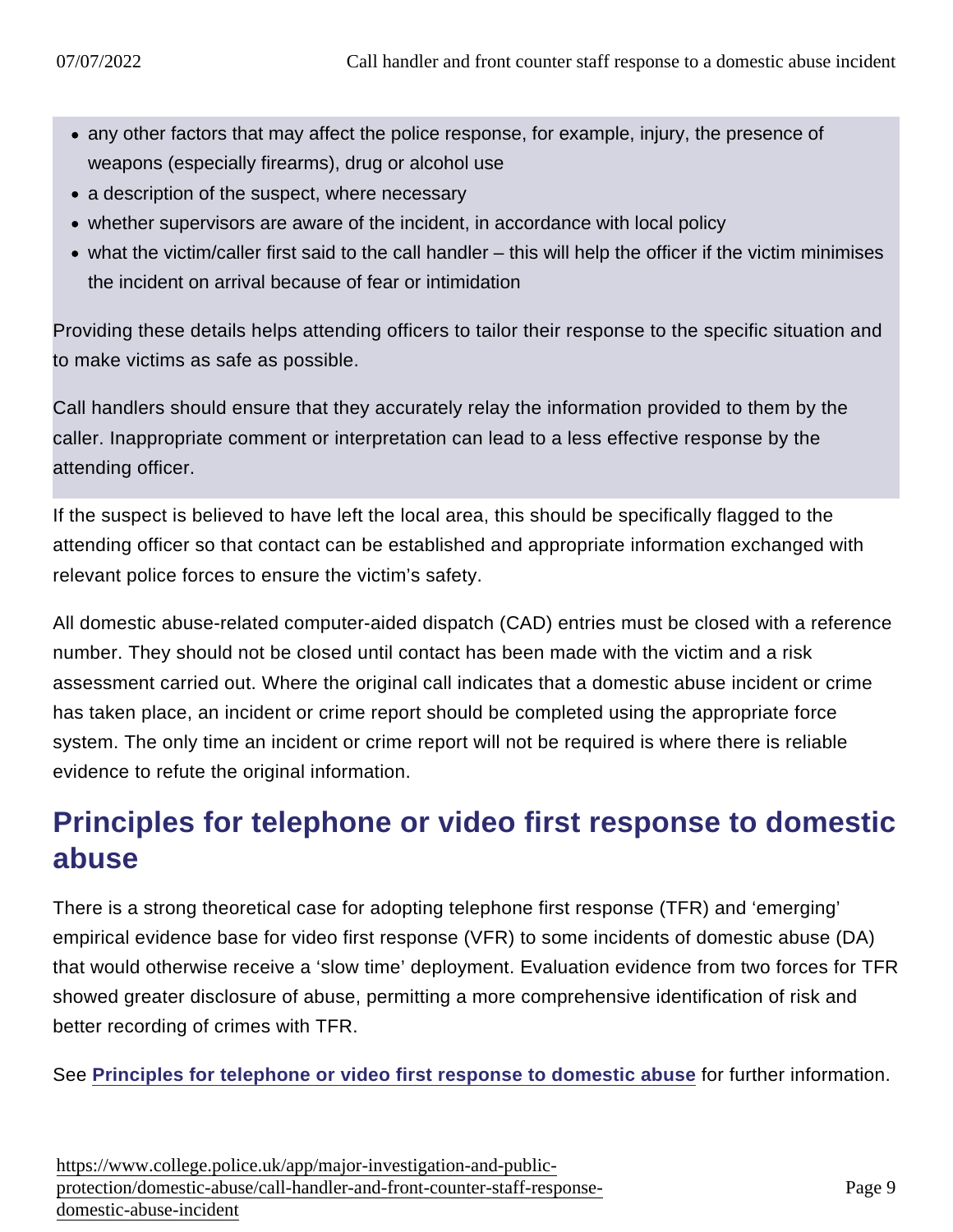- any other factors that may affect the police response, for example, injury, the presence of weapons (especially firearms), drug or alcohol use
- a description of the suspect, where necessary
- whether supervisors are aware of the incident, in accordance with local policy
- what the victim/caller first said to the call handler – this will help the officer if the victim minimises the incident on arrival because of fear or intimidation

Providing these details helps attending officers to tailor their response to the specific situation and to make victims as safe as possible.

Call handlers should ensure that they accurately relay the information provided to them by the caller. Inappropriate comment or interpretation can lead to a less effective response by the attending officer.

If the suspect is believed to have left the local area, this should be specifically flagged to the attending officer so that contact can be established and appropriate information exchanged with relevant police forces to ensure the victim's safety.

All domestic abuse-related computer-aided dispatch (CAD) entries must be closed with a reference number. They should not be closed until contact has been made with the victim and a risk assessment carried out. Where the original call indicates that a domestic abuse incident or crime has taken place, an incident or crime report should be completed using the appropriate force system. The only time an incident or crime report will not be required is where there is reliable evidence to refute the original information.

## Principles for telephone or video first response to domestic abuse

There is a strong theoretical case for adopting telephone first response (TFR) and 'emerging' empirical evidence base for video first response (VFR) to some incidents of domestic abuse (DA) that would otherwise receive a 'slow time' deployment. Evaluation evidence from two forces for TFR showed greater disclosure of abuse, permitting a more comprehensive identification of risk and better recording of crimes with TFR.

See **Principles for telephone or video first response to domestic abuse** for further information.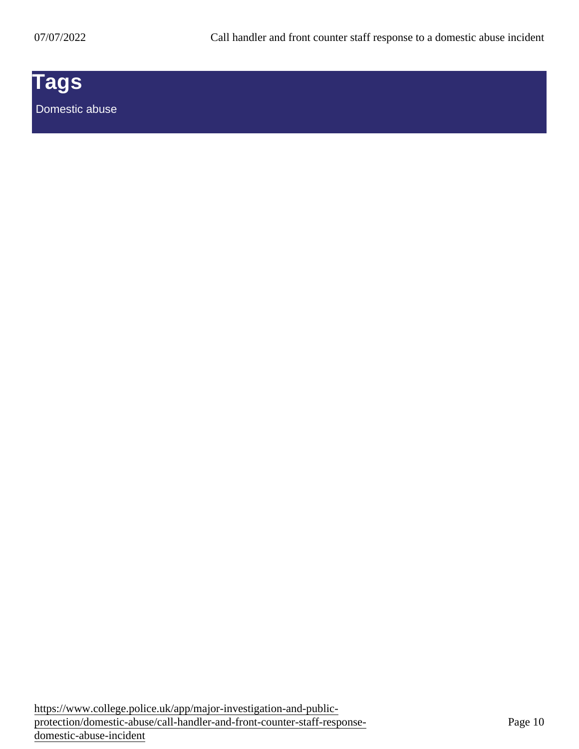# Tags

Domestic abuse